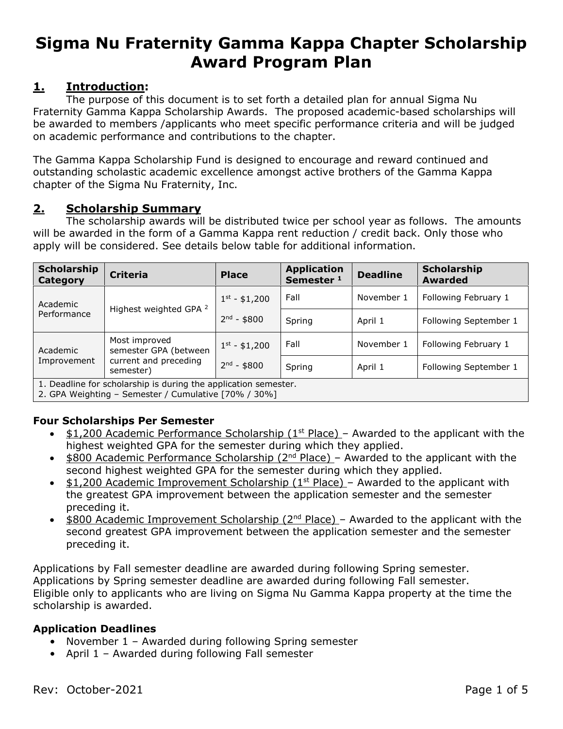# Sigma Nu Fraternity Gamma Kappa Chapter Scholarship Award Program Plan

## 1. Introduction:

The purpose of this document is to set forth a detailed plan for annual Sigma Nu Fraternity Gamma Kappa Scholarship Awards. The proposed academic-based scholarships will be awarded to members /applicants who meet specific performance criteria and will be judged on academic performance and contributions to the chapter.

The Gamma Kappa Scholarship Fund is designed to encourage and reward continued and outstanding scholastic academic excellence amongst active brothers of the Gamma Kappa chapter of the Sigma Nu Fraternity, Inc.

## 2. Scholarship Summary

The scholarship awards will be distributed twice per school year as follows. The amounts will be awarded in the form of a Gamma Kappa rent reduction / credit back. Only those who apply will be considered. See details below table for additional information.

| Scholarship Category | Criteria | Place | Application Semester [1] | Deadline | Scholarship Awarded |
|---|---|---|---|---|---|
| Academic Performance | Highest weighted GPA [2] | 1st - $1,200 | Fall | November 1 | Following February 1 |
| | | 2nd - $800 | Spring | April 1 | Following September 1 |
| Academic Improvement | Most improved semester GPA (between current and preceding semester) | 1st - $1,200 | Fall | November 1 | Following February 1 |
| | | 2nd - $800 | Spring | April 1 | Following September 1 |

1. Deadline for scholarship is during the application semester.
2. GPA Weighting – Semester / Cumulative [70% / 30%]

### Four Scholarships Per Semester

- $1,200 Academic Performance Scholarship (1st Place) – Awarded to the applicant with the highest weighted GPA for the semester during which they applied.
- $800 Academic Performance Scholarship (2nd Place) – Awarded to the applicant with the second highest weighted GPA for the semester during which they applied.
- $1,200 Academic Improvement Scholarship (1st Place) – Awarded to the applicant with the greatest GPA improvement between the application semester and the semester preceding it.
- $800 Academic Improvement Scholarship (2nd Place) – Awarded to the applicant with the second greatest GPA improvement between the application semester and the semester preceding it.

Applications by Fall semester deadline are awarded during following Spring semester.
Applications by Spring semester deadline are awarded during following Fall semester.
Eligible only to applicants who are living on Sigma Nu Gamma Kappa property at the time the scholarship is awarded.

### Application Deadlines

- November 1 – Awarded during following Spring semester
- April 1 – Awarded during following Fall semester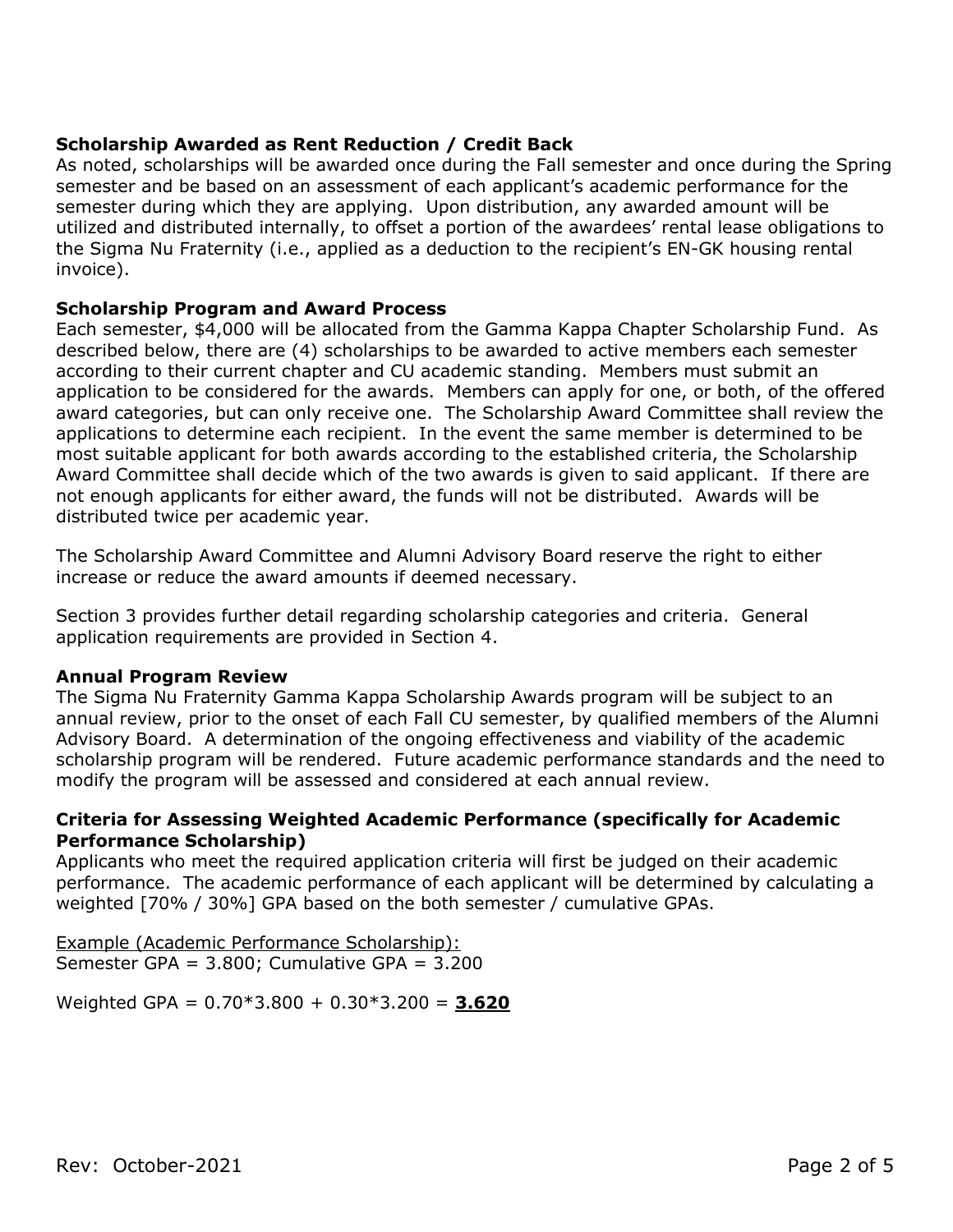**Scholarship Awarded as Rent Reduction / Credit Back**

As noted, scholarships will be awarded once during the Fall semester and once during the Spring semester and be based on an assessment of each applicant's academic performance for the semester during which they are applying. Upon distribution, any awarded amount will be utilized and distributed internally, to offset a portion of the awardees' rental lease obligations to the Sigma Nu Fraternity (i.e., applied as a deduction to the recipient's EN-GK housing rental invoice).

**Scholarship Program and Award Process**

Each semester, $4,000 will be allocated from the Gamma Kappa Chapter Scholarship Fund. As described below, there are (4) scholarships to be awarded to active members each semester according to their current chapter and CU academic standing. Members must submit an application to be considered for the awards. Members can apply for one, or both, of the offered award categories, but can only receive one. The Scholarship Award Committee shall review the applications to determine each recipient. In the event the same member is determined to be most suitable applicant for both awards according to the established criteria, the Scholarship Award Committee shall decide which of the two awards is given to said applicant. If there are not enough applicants for either award, the funds will not be distributed. Awards will be distributed twice per academic year.

The Scholarship Award Committee and Alumni Advisory Board reserve the right to either increase or reduce the award amounts if deemed necessary.

Section 3 provides further detail regarding scholarship categories and criteria. General application requirements are provided in Section 4.

**Annual Program Review**

The Sigma Nu Fraternity Gamma Kappa Scholarship Awards program will be subject to an annual review, prior to the onset of each Fall CU semester, by qualified members of the Alumni Advisory Board. A determination of the ongoing effectiveness and viability of the academic scholarship program will be rendered. Future academic performance standards and the need to modify the program will be assessed and considered at each annual review.

**Criteria for Assessing Weighted Academic Performance (specifically for Academic Performance Scholarship)**

Applicants who meet the required application criteria will first be judged on their academic performance. The academic performance of each applicant will be determined by calculating a weighted [70% / 30%] GPA based on the both semester / cumulative GPAs.

<u>Example (Academic Performance Scholarship):</u>
Semester GPA = 3.800; Cumulative GPA = 3.200

Weighted GPA = 0.70*3.800 + 0.30*3.200 = <u>**3.620**</u>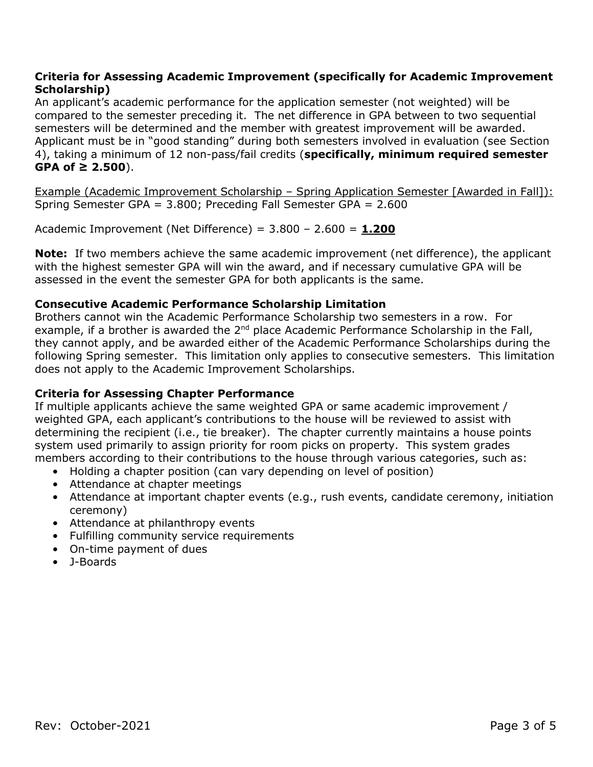**Criteria for Assessing Academic Improvement (specifically for Academic Improvement Scholarship)**

An applicant's academic performance for the application semester (not weighted) will be compared to the semester preceding it. The net difference in GPA between to two sequential semesters will be determined and the member with greatest improvement will be awarded. Applicant must be in "good standing" during both semesters involved in evaluation (see Section 4), taking a minimum of 12 non-pass/fail credits (**specifically, minimum required semester GPA of ≥ 2.500**).

Example (Academic Improvement Scholarship – Spring Application Semester [Awarded in Fall]):
Spring Semester GPA = 3.800; Preceding Fall Semester GPA = 2.600

Academic Improvement (Net Difference) = 3.800 – 2.600 = **1.200**

**Note:** If two members achieve the same academic improvement (net difference), the applicant with the highest semester GPA will win the award, and if necessary cumulative GPA will be assessed in the event the semester GPA for both applicants is the same.

**Consecutive Academic Performance Scholarship Limitation**

Brothers cannot win the Academic Performance Scholarship two semesters in a row. For example, if a brother is awarded the 2nd place Academic Performance Scholarship in the Fall, they cannot apply, and be awarded either of the Academic Performance Scholarships during the following Spring semester. This limitation only applies to consecutive semesters. This limitation does not apply to the Academic Improvement Scholarships.

**Criteria for Assessing Chapter Performance**

If multiple applicants achieve the same weighted GPA or same academic improvement / weighted GPA, each applicant's contributions to the house will be reviewed to assist with determining the recipient (i.e., tie breaker). The chapter currently maintains a house points system used primarily to assign priority for room picks on property. This system grades members according to their contributions to the house through various categories, such as:

- Holding a chapter position (can vary depending on level of position)
- Attendance at chapter meetings
- Attendance at important chapter events (e.g., rush events, candidate ceremony, initiation ceremony)
- Attendance at philanthropy events
- Fulfilling community service requirements
- On-time payment of dues
- J-Boards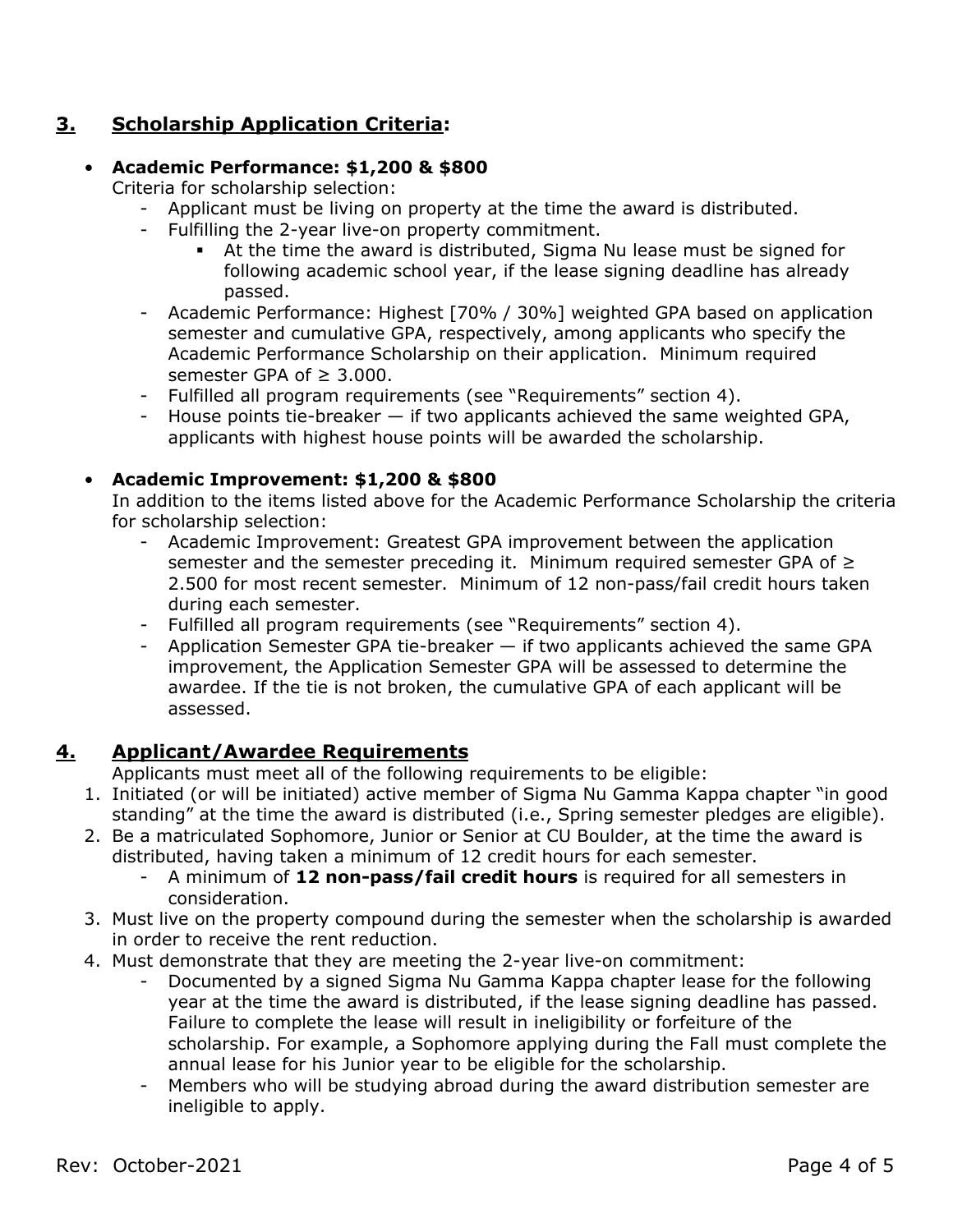## 3. Scholarship Application Criteria:

- **Academic Performance: $1,200 & $800**

  Criteria for scholarship selection:

  - Applicant must be living on property at the time the award is distributed.
  - Fulfilling the 2-year live-on property commitment.
    - At the time the award is distributed, Sigma Nu lease must be signed for following academic school year, if the lease signing deadline has already passed.
  - Academic Performance: Highest [70% / 30%] weighted GPA based on application semester and cumulative GPA, respectively, among applicants who specify the Academic Performance Scholarship on their application. Minimum required semester GPA of ≥ 3.000.
  - Fulfilled all program requirements (see "Requirements" section 4).
  - House points tie-breaker — if two applicants achieved the same weighted GPA, applicants with highest house points will be awarded the scholarship.

- **Academic Improvement: $1,200 & $800**

  In addition to the items listed above for the Academic Performance Scholarship the criteria for scholarship selection:

  - Academic Improvement: Greatest GPA improvement between the application semester and the semester preceding it. Minimum required semester GPA of ≥ 2.500 for most recent semester. Minimum of 12 non-pass/fail credit hours taken during each semester.
  - Fulfilled all program requirements (see "Requirements" section 4).
  - Application Semester GPA tie-breaker — if two applicants achieved the same GPA improvement, the Application Semester GPA will be assessed to determine the awardee. If the tie is not broken, the cumulative GPA of each applicant will be assessed.

## 4. Applicant/Awardee Requirements

Applicants must meet all of the following requirements to be eligible:

1. Initiated (or will be initiated) active member of Sigma Nu Gamma Kappa chapter "in good standing" at the time the award is distributed (i.e., Spring semester pledges are eligible).
2. Be a matriculated Sophomore, Junior or Senior at CU Boulder, at the time the award is distributed, having taken a minimum of 12 credit hours for each semester.
   - A minimum of **12 non-pass/fail credit hours** is required for all semesters in consideration.
3. Must live on the property compound during the semester when the scholarship is awarded in order to receive the rent reduction.
4. Must demonstrate that they are meeting the 2-year live-on commitment:
   - Documented by a signed Sigma Nu Gamma Kappa chapter lease for the following year at the time the award is distributed, if the lease signing deadline has passed. Failure to complete the lease will result in ineligibility or forfeiture of the scholarship. For example, a Sophomore applying during the Fall must complete the annual lease for his Junior year to be eligible for the scholarship.
   - Members who will be studying abroad during the award distribution semester are ineligible to apply.

Rev: October-2021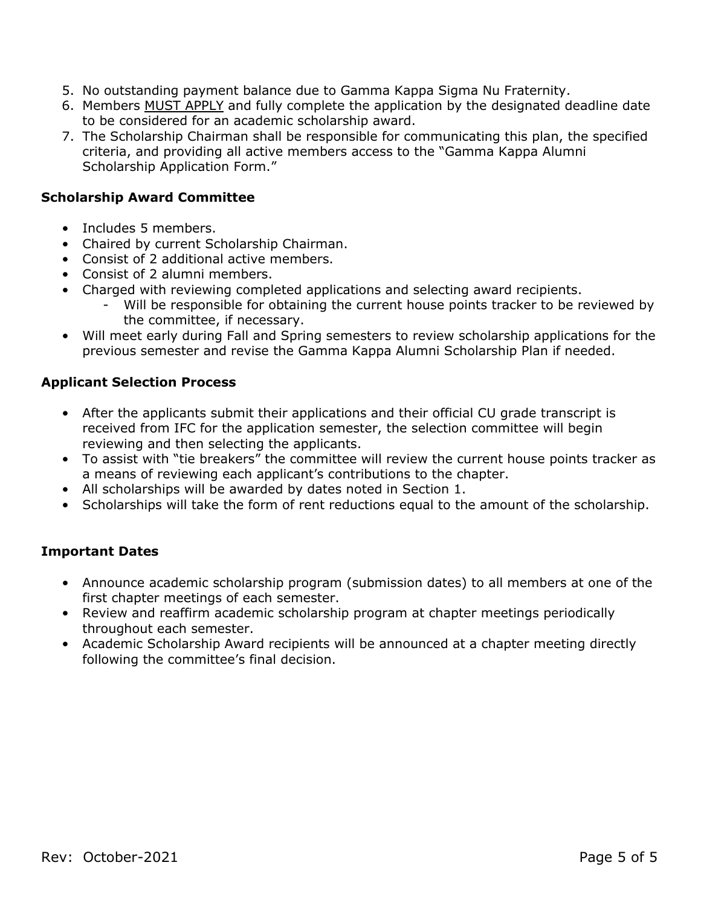5. No outstanding payment balance due to Gamma Kappa Sigma Nu Fraternity.
6. Members <u>MUST APPLY</u> and fully complete the application by the designated deadline date to be considered for an academic scholarship award.
7. The Scholarship Chairman shall be responsible for communicating this plan, the specified criteria, and providing all active members access to the "Gamma Kappa Alumni Scholarship Application Form."

**Scholarship Award Committee**

- Includes 5 members.
- Chaired by current Scholarship Chairman.
- Consist of 2 additional active members.
- Consist of 2 alumni members.
- Charged with reviewing completed applications and selecting award recipients.
  - Will be responsible for obtaining the current house points tracker to be reviewed by the committee, if necessary.
- Will meet early during Fall and Spring semesters to review scholarship applications for the previous semester and revise the Gamma Kappa Alumni Scholarship Plan if needed.

**Applicant Selection Process**

- After the applicants submit their applications and their official CU grade transcript is received from IFC for the application semester, the selection committee will begin reviewing and then selecting the applicants.
- To assist with "tie breakers" the committee will review the current house points tracker as a means of reviewing each applicant's contributions to the chapter.
- All scholarships will be awarded by dates noted in Section 1.
- Scholarships will take the form of rent reductions equal to the amount of the scholarship.

**Important Dates**

- Announce academic scholarship program (submission dates) to all members at one of the first chapter meetings of each semester.
- Review and reaffirm academic scholarship program at chapter meetings periodically throughout each semester.
- Academic Scholarship Award recipients will be announced at a chapter meeting directly following the committee's final decision.

Rev: October-2021